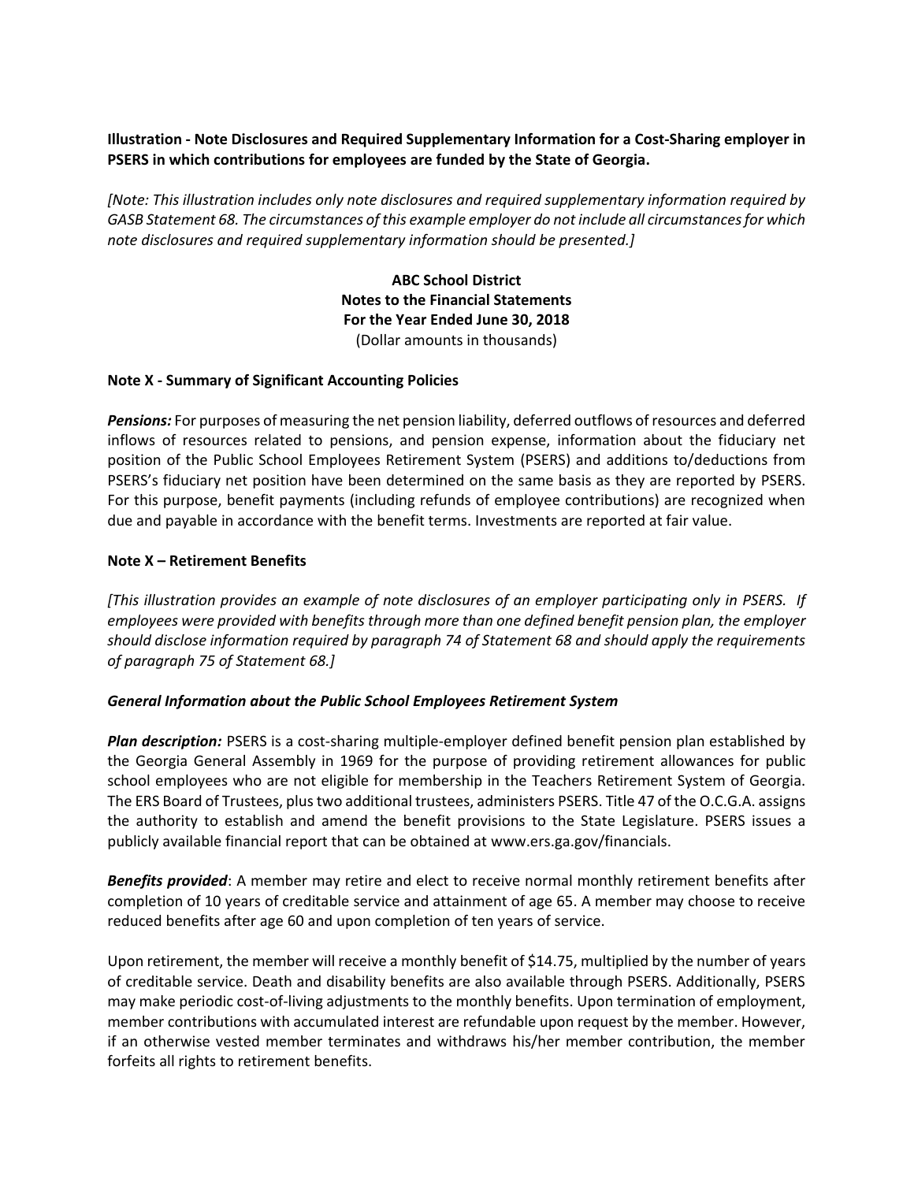**Illustration - Note Disclosures and Required Supplementary Information for a Cost-Sharing employer in PSERS in which contributions for employees are funded by the State of Georgia.**

*[Note: This illustration includes only note disclosures and required supplementary information required by GASB Statement 68. The circumstances of this example employer do not include all circumstances for which note disclosures and required supplementary information should be presented.]*

**ABC School District**
**Notes to the Financial Statements**
**For the Year Ended June 30, 2018**
(Dollar amounts in thousands)

**Note X - Summary of Significant Accounting Policies**

***Pensions:*** For purposes of measuring the net pension liability, deferred outflows of resources and deferred inflows of resources related to pensions, and pension expense, information about the fiduciary net position of the Public School Employees Retirement System (PSERS) and additions to/deductions from PSERS's fiduciary net position have been determined on the same basis as they are reported by PSERS. For this purpose, benefit payments (including refunds of employee contributions) are recognized when due and payable in accordance with the benefit terms. Investments are reported at fair value.

**Note X – Retirement Benefits**

*[This illustration provides an example of note disclosures of an employer participating only in PSERS. If employees were provided with benefits through more than one defined benefit pension plan, the employer should disclose information required by paragraph 74 of Statement 68 and should apply the requirements of paragraph 75 of Statement 68.]*

***General Information about the Public School Employees Retirement System***

***Plan description:*** PSERS is a cost-sharing multiple-employer defined benefit pension plan established by the Georgia General Assembly in 1969 for the purpose of providing retirement allowances for public school employees who are not eligible for membership in the Teachers Retirement System of Georgia. The ERS Board of Trustees, plus two additional trustees, administers PSERS. Title 47 of the O.C.G.A. assigns the authority to establish and amend the benefit provisions to the State Legislature. PSERS issues a publicly available financial report that can be obtained at www.ers.ga.gov/financials.

***Benefits provided***: A member may retire and elect to receive normal monthly retirement benefits after completion of 10 years of creditable service and attainment of age 65. A member may choose to receive reduced benefits after age 60 and upon completion of ten years of service.

Upon retirement, the member will receive a monthly benefit of $14.75, multiplied by the number of years of creditable service. Death and disability benefits are also available through PSERS. Additionally, PSERS may make periodic cost-of-living adjustments to the monthly benefits. Upon termination of employment, member contributions with accumulated interest are refundable upon request by the member. However, if an otherwise vested member terminates and withdraws his/her member contribution, the member forfeits all rights to retirement benefits.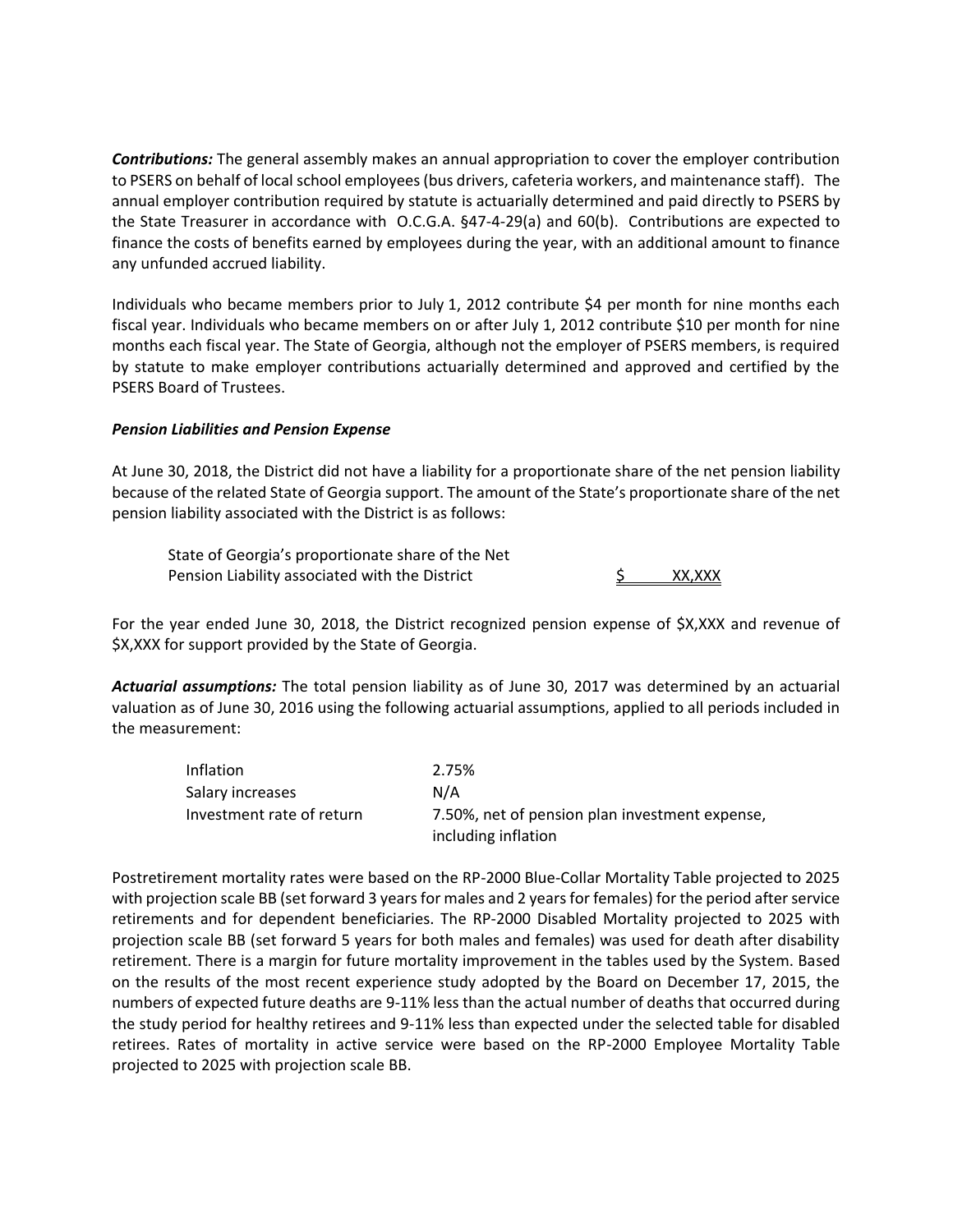***Contributions:*** The general assembly makes an annual appropriation to cover the employer contribution to PSERS on behalf of local school employees (bus drivers, cafeteria workers, and maintenance staff). The annual employer contribution required by statute is actuarially determined and paid directly to PSERS by the State Treasurer in accordance with O.C.G.A. §47-4-29(a) and 60(b). Contributions are expected to finance the costs of benefits earned by employees during the year, with an additional amount to finance any unfunded accrued liability.

Individuals who became members prior to July 1, 2012 contribute $4 per month for nine months each fiscal year. Individuals who became members on or after July 1, 2012 contribute $10 per month for nine months each fiscal year. The State of Georgia, although not the employer of PSERS members, is required by statute to make employer contributions actuarially determined and approved and certified by the PSERS Board of Trustees.

***Pension Liabilities and Pension Expense***

At June 30, 2018, the District did not have a liability for a proportionate share of the net pension liability because of the related State of Georgia support. The amount of the State's proportionate share of the net pension liability associated with the District is as follows:

| | |
|---|---|
| State of Georgia's proportionate share of the Net Pension Liability associated with the District | $ XX,XXX |

For the year ended June 30, 2018, the District recognized pension expense of $X,XXX and revenue of $X,XXX for support provided by the State of Georgia.

***Actuarial assumptions:*** The total pension liability as of June 30, 2017 was determined by an actuarial valuation as of June 30, 2016 using the following actuarial assumptions, applied to all periods included in the measurement:

| | |
|---|---|
| Inflation | 2.75% |
| Salary increases | N/A |
| Investment rate of return | 7.50%, net of pension plan investment expense, including inflation |

Postretirement mortality rates were based on the RP-2000 Blue-Collar Mortality Table projected to 2025 with projection scale BB (set forward 3 years for males and 2 years for females) for the period after service retirements and for dependent beneficiaries. The RP-2000 Disabled Mortality projected to 2025 with projection scale BB (set forward 5 years for both males and females) was used for death after disability retirement. There is a margin for future mortality improvement in the tables used by the System. Based on the results of the most recent experience study adopted by the Board on December 17, 2015, the numbers of expected future deaths are 9-11% less than the actual number of deaths that occurred during the study period for healthy retirees and 9-11% less than expected under the selected table for disabled retirees. Rates of mortality in active service were based on the RP-2000 Employee Mortality Table projected to 2025 with projection scale BB.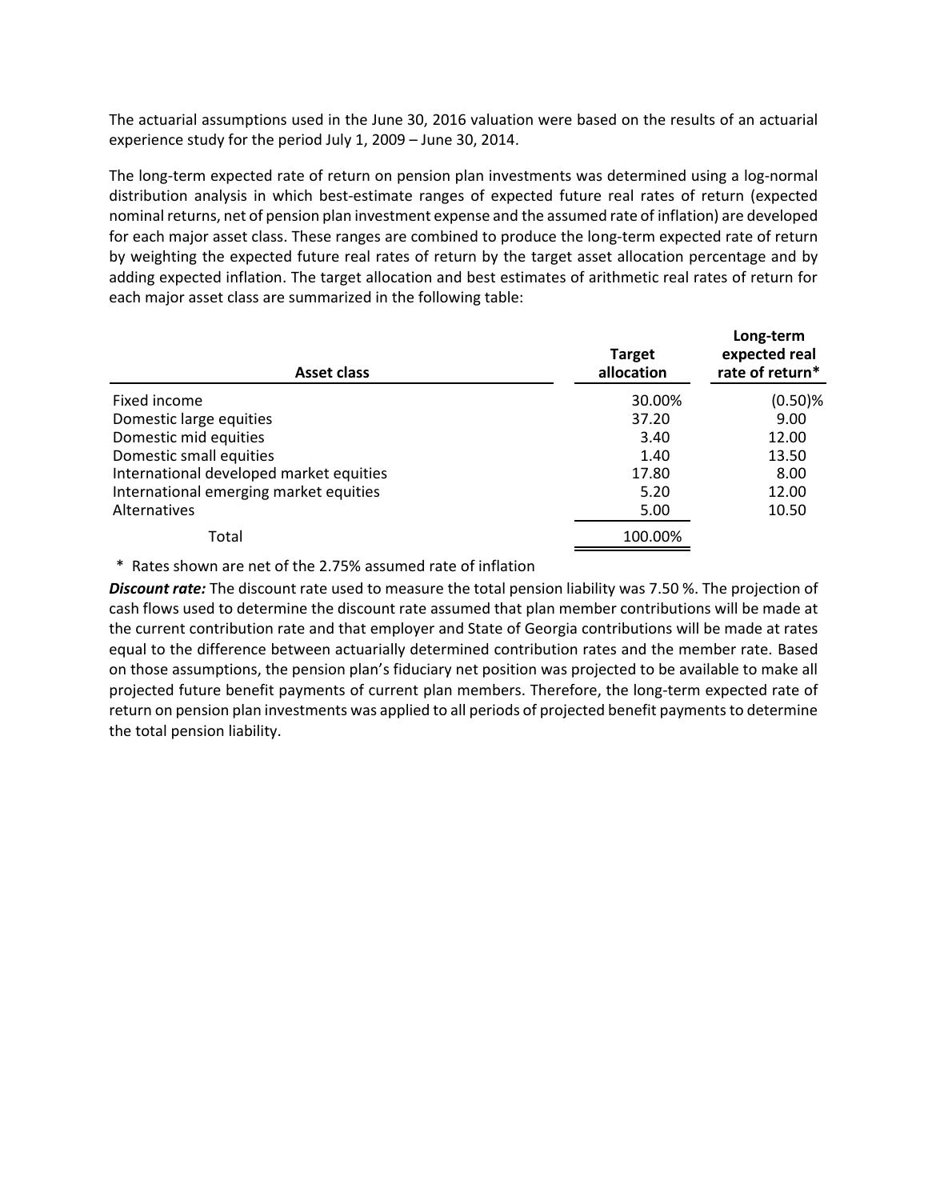The actuarial assumptions used in the June 30, 2016 valuation were based on the results of an actuarial experience study for the period July 1, 2009 – June 30, 2014.

The long-term expected rate of return on pension plan investments was determined using a log-normal distribution analysis in which best-estimate ranges of expected future real rates of return (expected nominal returns, net of pension plan investment expense and the assumed rate of inflation) are developed for each major asset class. These ranges are combined to produce the long-term expected rate of return by weighting the expected future real rates of return by the target asset allocation percentage and by adding expected inflation. The target allocation and best estimates of arithmetic real rates of return for each major asset class are summarized in the following table:

| Asset class | Target allocation | Long-term expected real rate of return* |
|---|---|---|
| Fixed income | 30.00% | (0.50)% |
| Domestic large equities | 37.20 | 9.00 |
| Domestic mid equities | 3.40 | 12.00 |
| Domestic small equities | 1.40 | 13.50 |
| International developed market equities | 17.80 | 8.00 |
| International emerging market equities | 5.20 | 12.00 |
| Alternatives | 5.00 | 10.50 |
| Total | 100.00% | |

\* Rates shown are net of the 2.75% assumed rate of inflation

***Discount rate:*** The discount rate used to measure the total pension liability was 7.50 %. The projection of cash flows used to determine the discount rate assumed that plan member contributions will be made at the current contribution rate and that employer and State of Georgia contributions will be made at rates equal to the difference between actuarially determined contribution rates and the member rate. Based on those assumptions, the pension plan's fiduciary net position was projected to be available to make all projected future benefit payments of current plan members. Therefore, the long-term expected rate of return on pension plan investments was applied to all periods of projected benefit payments to determine the total pension liability.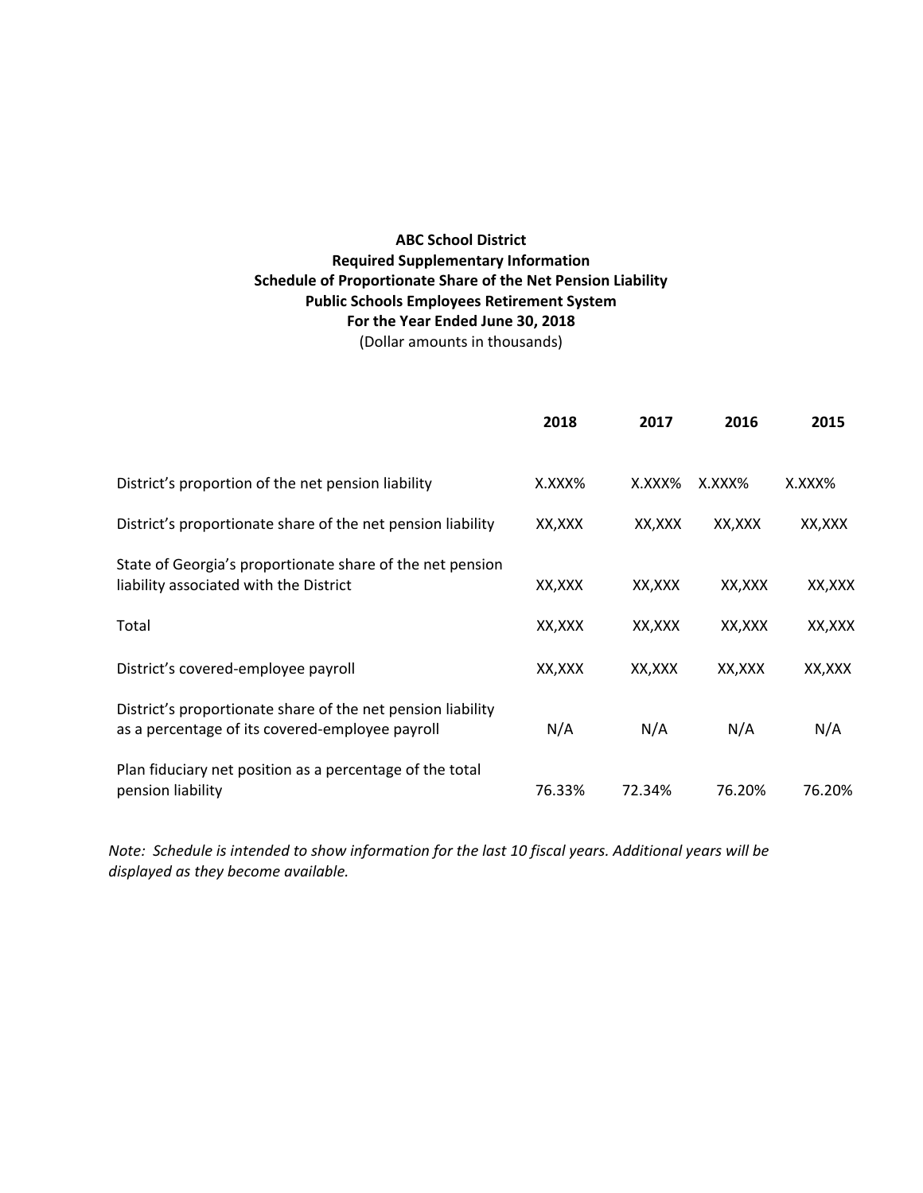**ABC School District**
**Required Supplementary Information**
**Schedule of Proportionate Share of the Net Pension Liability**
**Public Schools Employees Retirement System**
**For the Year Ended June 30, 2018**
(Dollar amounts in thousands)

| | **2018** | **2017** | **2016** | **2015** |
|---|---|---|---|---|
| District's proportion of the net pension liability | X.XXX% | X.XXX% | X.XXX% | X.XXX% |
| District's proportionate share of the net pension liability | XX,XXX | XX,XXX | XX,XXX | XX,XXX |
| State of Georgia's proportionate share of the net pension liability associated with the District | XX,XXX | XX,XXX | XX,XXX | XX,XXX |
| Total | XX,XXX | XX,XXX | XX,XXX | XX,XXX |
| District's covered-employee payroll | XX,XXX | XX,XXX | XX,XXX | XX,XXX |
| District's proportionate share of the net pension liability as a percentage of its covered-employee payroll | N/A | N/A | N/A | N/A |
| Plan fiduciary net position as a percentage of the total pension liability | 76.33% | 72.34% | 76.20% | 76.20% |

*Note: Schedule is intended to show information for the last 10 fiscal years. Additional years will be displayed as they become available.*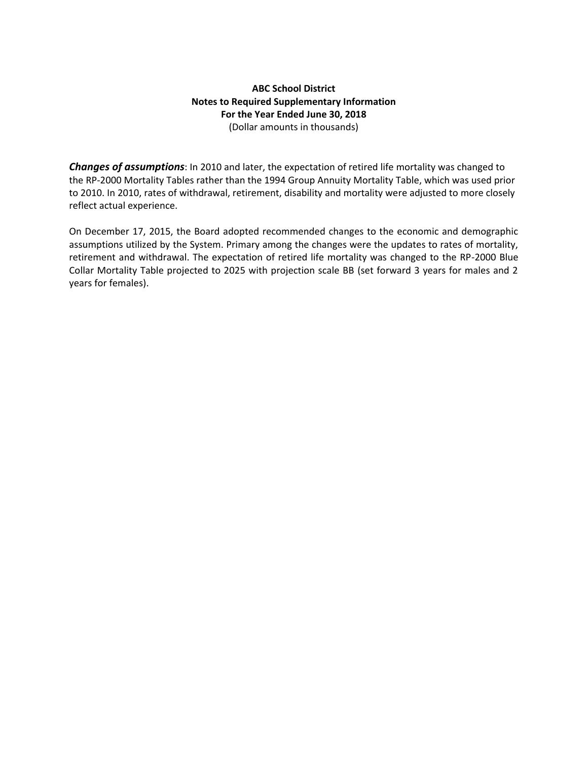**ABC School District**
**Notes to Required Supplementary Information**
**For the Year Ended June 30, 2018**
(Dollar amounts in thousands)

***Changes of assumptions***: In 2010 and later, the expectation of retired life mortality was changed to the RP-2000 Mortality Tables rather than the 1994 Group Annuity Mortality Table, which was used prior to 2010. In 2010, rates of withdrawal, retirement, disability and mortality were adjusted to more closely reflect actual experience.

On December 17, 2015, the Board adopted recommended changes to the economic and demographic assumptions utilized by the System. Primary among the changes were the updates to rates of mortality, retirement and withdrawal. The expectation of retired life mortality was changed to the RP-2000 Blue Collar Mortality Table projected to 2025 with projection scale BB (set forward 3 years for males and 2 years for females).